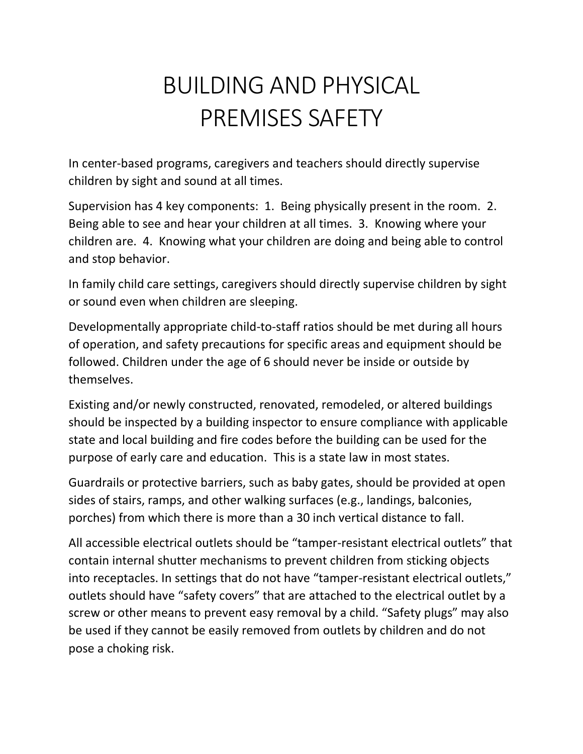# BUILDING AND PHYSICAL PREMISES SAFETY

In center-based programs, caregivers and teachers should directly supervise children by sight and sound at all times.

Supervision has 4 key components: 1. Being physically present in the room. 2. Being able to see and hear your children at all times. 3. Knowing where your children are. 4. Knowing what your children are doing and being able to control and stop behavior.

In family child care settings, caregivers should directly supervise children by sight or sound even when children are sleeping.

Developmentally appropriate child-to-staff ratios should be met during all hours of operation, and safety precautions for specific areas and equipment should be followed. Children under the age of 6 should never be inside or outside by themselves.

Existing and/or newly constructed, renovated, remodeled, or altered buildings should be inspected by a building inspector to ensure compliance with applicable state and local building and fire codes before the building can be used for the purpose of early care and education. This is a state law in most states.

Guardrails or protective barriers, such as baby gates, should be provided at open sides of stairs, ramps, and other walking surfaces (e.g., landings, balconies, porches) from which there is more than a 30 inch vertical distance to fall.

All accessible electrical outlets should be "tamper-resistant electrical outlets" that contain internal shutter mechanisms to prevent children from sticking objects into receptacles. In settings that do not have "tamper-resistant electrical outlets," outlets should have "safety covers" that are attached to the electrical outlet by a screw or other means to prevent easy removal by a child. "Safety plugs" may also be used if they cannot be easily removed from outlets by children and do not pose a choking risk.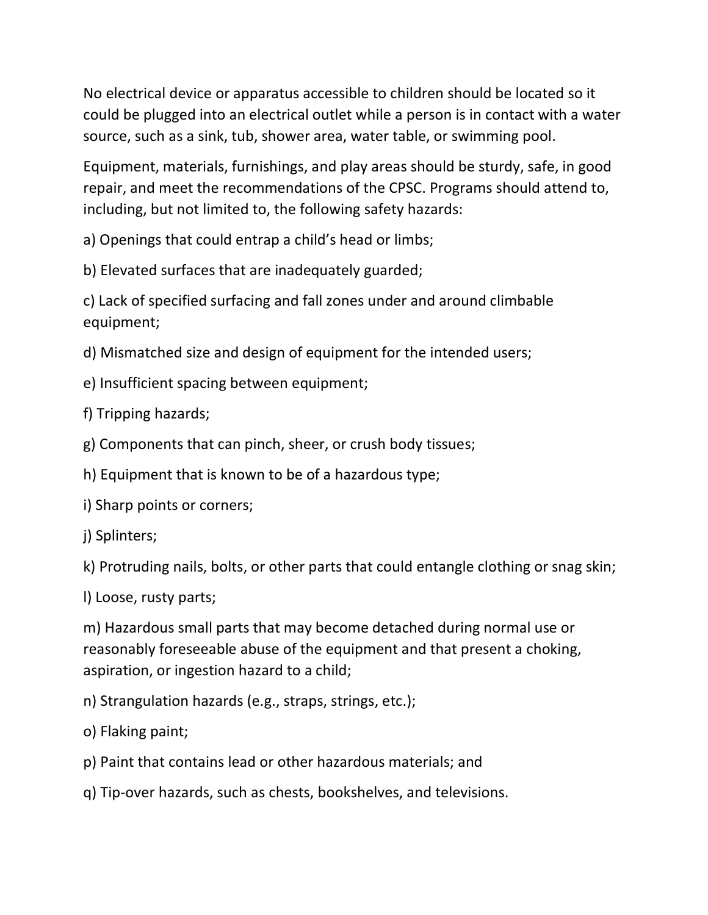No electrical device or apparatus accessible to children should be located so it could be plugged into an electrical outlet while a person is in contact with a water source, such as a sink, tub, shower area, water table, or swimming pool.

Equipment, materials, furnishings, and play areas should be sturdy, safe, in good repair, and meet the recommendations of the CPSC. Programs should attend to, including, but not limited to, the following safety hazards:

a) Openings that could entrap a child's head or limbs;

b) Elevated surfaces that are inadequately guarded;

c) Lack of specified surfacing and fall zones under and around climbable equipment;

d) Mismatched size and design of equipment for the intended users;

e) Insufficient spacing between equipment;

f) Tripping hazards;

g) Components that can pinch, sheer, or crush body tissues;

h) Equipment that is known to be of a hazardous type;

i) Sharp points or corners;

j) Splinters;

k) Protruding nails, bolts, or other parts that could entangle clothing or snag skin;

l) Loose, rusty parts;

m) Hazardous small parts that may become detached during normal use or reasonably foreseeable abuse of the equipment and that present a choking, aspiration, or ingestion hazard to a child;

n) Strangulation hazards (e.g., straps, strings, etc.);

o) Flaking paint;

p) Paint that contains lead or other hazardous materials; and

q) Tip-over hazards, such as chests, bookshelves, and televisions.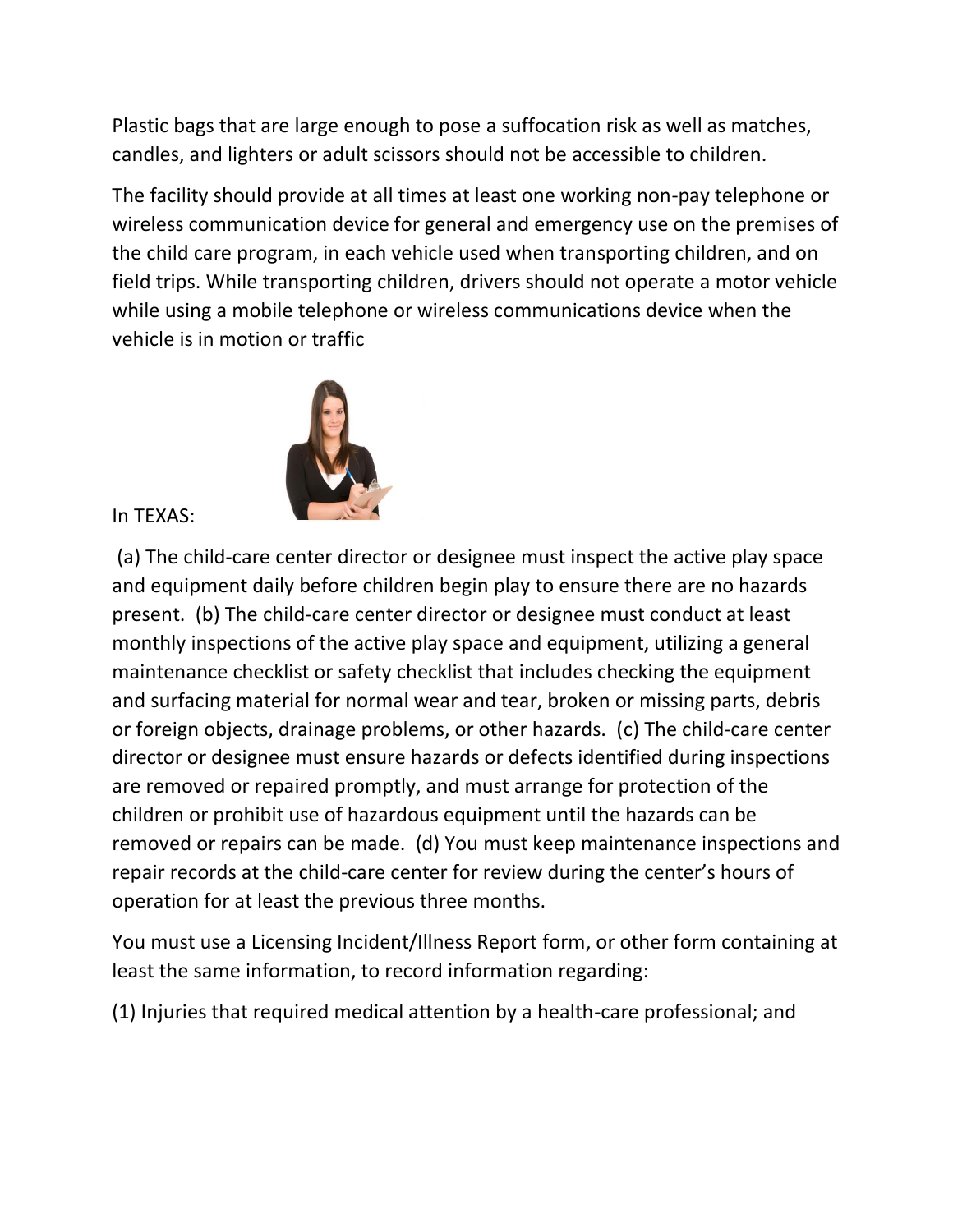Plastic bags that are large enough to pose a suffocation risk as well as matches, candles, and lighters or adult scissors should not be accessible to children.

The facility should provide at all times at least one working non-pay telephone or wireless communication device for general and emergency use on the premises of the child care program, in each vehicle used when transporting children, and on field trips. While transporting children, drivers should not operate a motor vehicle while using a mobile telephone or wireless communications device when the vehicle is in motion or traffic

In TEXAS:

(a) The child-care center director or designee must inspect the active play space and equipment daily before children begin play to ensure there are no hazards present. (b) The child-care center director or designee must conduct at least monthly inspections of the active play space and equipment, utilizing a general maintenance checklist or safety checklist that includes checking the equipment and surfacing material for normal wear and tear, broken or missing parts, debris or foreign objects, drainage problems, or other hazards. (c) The child-care center director or designee must ensure hazards or defects identified during inspections are removed or repaired promptly, and must arrange for protection of the children or prohibit use of hazardous equipment until the hazards can be removed or repairs can be made. (d) You must keep maintenance inspections and repair records at the child-care center for review during the center's hours of operation for at least the previous three months.

You must use a Licensing Incident/Illness Report form, or other form containing at least the same information, to record information regarding:

(1) Injuries that required medical attention by a health-care professional; and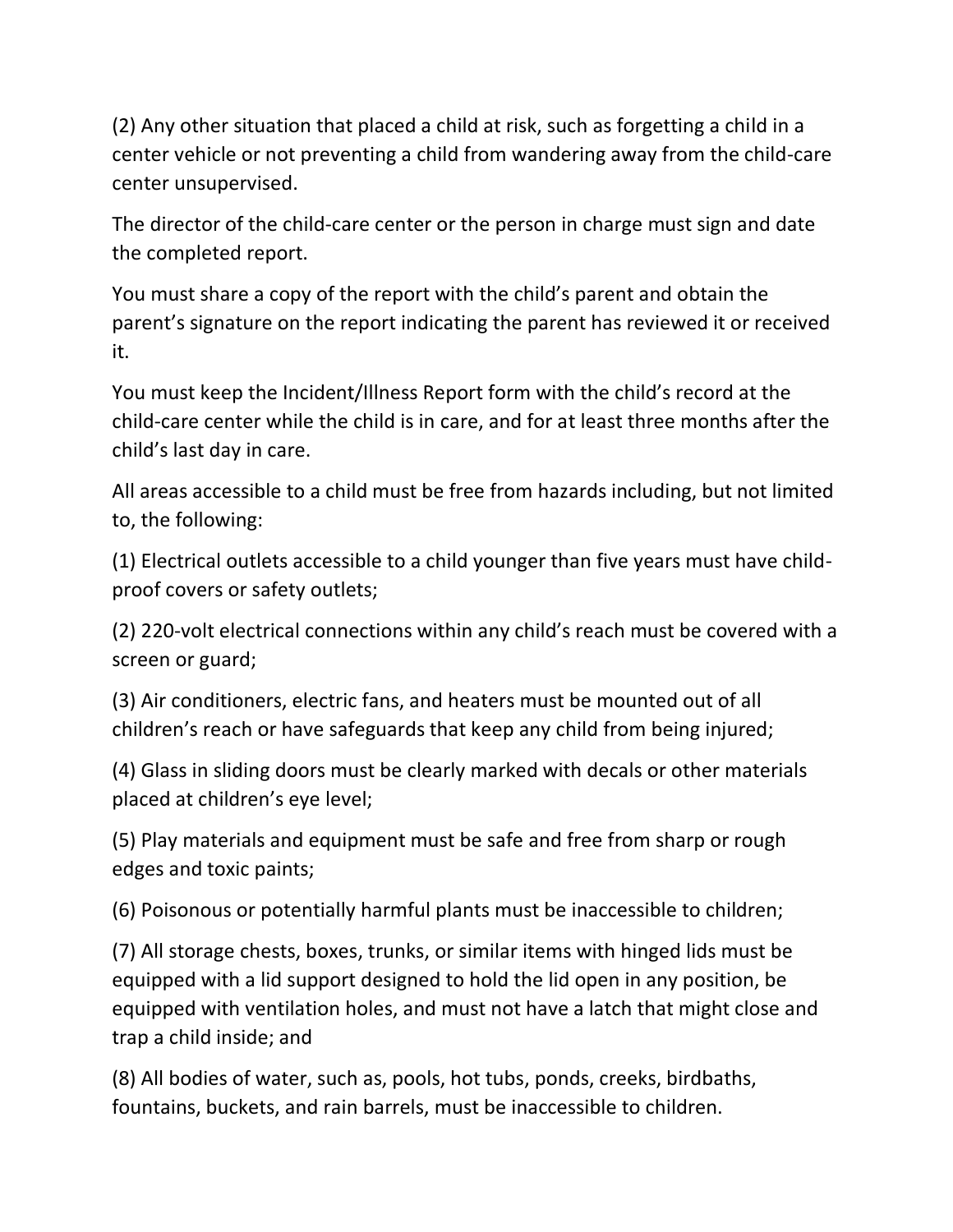(2) Any other situation that placed a child at risk, such as forgetting a child in a center vehicle or not preventing a child from wandering away from the child-care center unsupervised.

The director of the child-care center or the person in charge must sign and date the completed report.

You must share a copy of the report with the child's parent and obtain the parent's signature on the report indicating the parent has reviewed it or received it.

You must keep the Incident/Illness Report form with the child's record at the child-care center while the child is in care, and for at least three months after the child's last day in care.

All areas accessible to a child must be free from hazards including, but not limited to, the following:

(1) Electrical outlets accessible to a child younger than five years must have child-proof covers or safety outlets;

(2) 220-volt electrical connections within any child's reach must be covered with a screen or guard;

(3) Air conditioners, electric fans, and heaters must be mounted out of all children's reach or have safeguards that keep any child from being injured;

(4) Glass in sliding doors must be clearly marked with decals or other materials placed at children's eye level;

(5) Play materials and equipment must be safe and free from sharp or rough edges and toxic paints;

(6) Poisonous or potentially harmful plants must be inaccessible to children;

(7) All storage chests, boxes, trunks, or similar items with hinged lids must be equipped with a lid support designed to hold the lid open in any position, be equipped with ventilation holes, and must not have a latch that might close and trap a child inside; and

(8) All bodies of water, such as, pools, hot tubs, ponds, creeks, birdbaths, fountains, buckets, and rain barrels, must be inaccessible to children.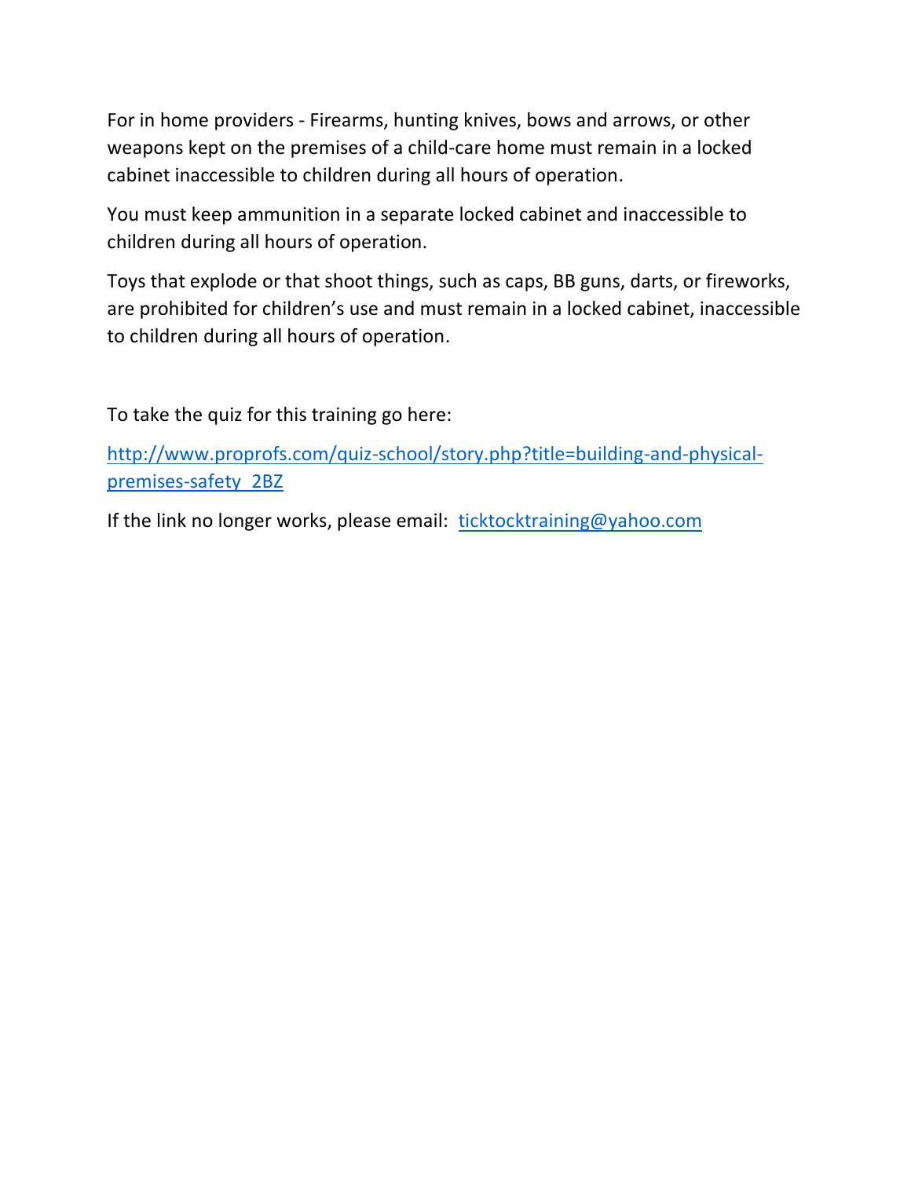For in home providers - Firearms, hunting knives, bows and arrows, or other weapons kept on the premises of a child-care home must remain in a locked cabinet inaccessible to children during all hours of operation.

You must keep ammunition in a separate locked cabinet and inaccessible to children during all hours of operation.

Toys that explode or that shoot things, such as caps, BB guns, darts, or fireworks, are prohibited for children's use and must remain in a locked cabinet, inaccessible to children during all hours of operation.

To take the quiz for this training go here:

[http://www.proprofs.com/quiz-school/story.php?title=building-and-physical-premises-safety_2BZ](http://www.proprofs.com/quiz-school/story.php?title=building-and-physical-premises-safety_2BZ)

If the link no longer works, please email: [ticktocktraining@yahoo.com](mailto:ticktocktraining@yahoo.com)